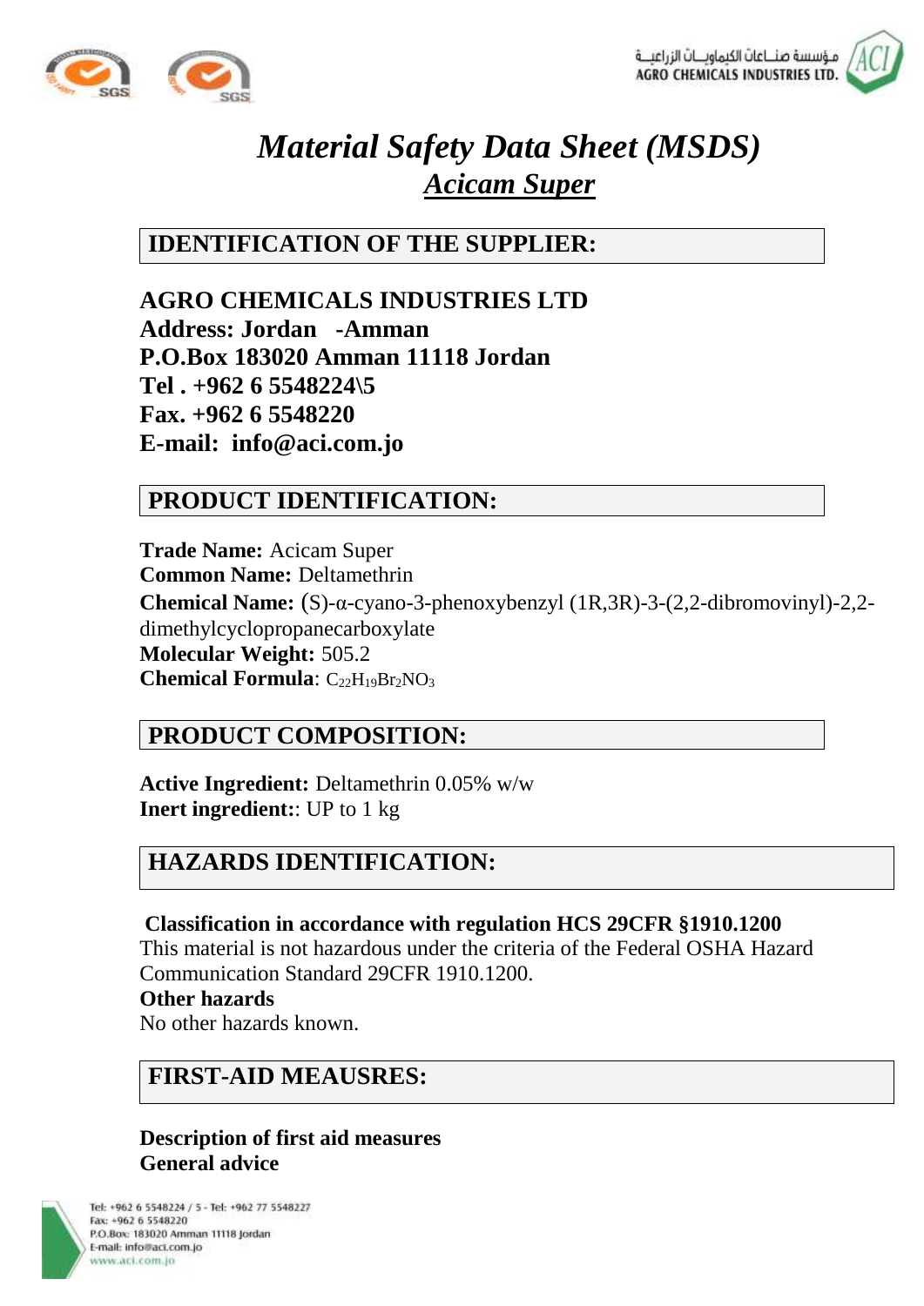# *Material Safety Data Sheet (MSDS)*

## ***Acicam Super***

## IDENTIFICATION OF THE SUPPLIER:

**AGRO CHEMICALS INDUSTRIES LTD**
**Address: Jordan -Amman**
**P.O.Box 183020 Amman 11118 Jordan**
**Tel . +962 6 5548224\5**
**Fax. +962 6 5548220**
**E-mail: info@aci.com.jo**

## PRODUCT IDENTIFICATION:

**Trade Name:** Acicam Super
**Common Name:** Deltamethrin
**Chemical Name:** (S)-α-cyano-3-phenoxybenzyl (1R,3R)-3-(2,2-dibromovinyl)-2,2-dimethylcyclopropanecarboxylate
**Molecular Weight:** 505.2
**Chemical Formula**: $C_{22}H_{19}Br_2NO_3$

## PRODUCT COMPOSITION:

**Active Ingredient:** Deltamethrin 0.05% w/w
**Inert ingredient:**: UP to 1 kg

## HAZARDS IDENTIFICATION:

**Classification in accordance with regulation HCS 29CFR §1910.1200**
This material is not hazardous under the criteria of the Federal OSHA Hazard Communication Standard 29CFR 1910.1200.
**Other hazards**
No other hazards known.

## FIRST-AID MEAUSRES:

**Description of first aid measures**
**General advice**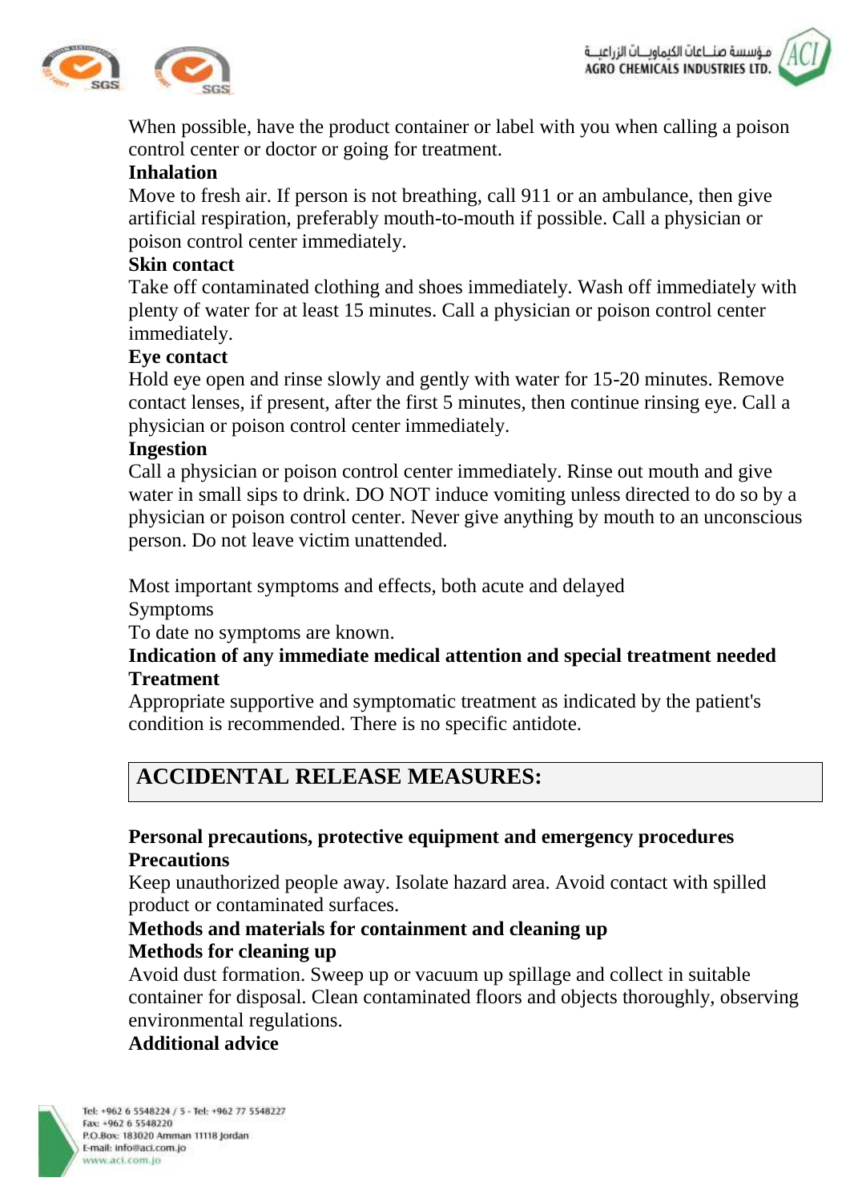When possible, have the product container or label with you when calling a poison control center or doctor or going for treatment.

**Inhalation**

Move to fresh air. If person is not breathing, call 911 or an ambulance, then give artificial respiration, preferably mouth-to-mouth if possible. Call a physician or poison control center immediately.

**Skin contact**

Take off contaminated clothing and shoes immediately. Wash off immediately with plenty of water for at least 15 minutes. Call a physician or poison control center immediately.

**Eye contact**

Hold eye open and rinse slowly and gently with water for 15-20 minutes. Remove contact lenses, if present, after the first 5 minutes, then continue rinsing eye. Call a physician or poison control center immediately.

**Ingestion**

Call a physician or poison control center immediately. Rinse out mouth and give water in small sips to drink. DO NOT induce vomiting unless directed to do so by a physician or poison control center. Never give anything by mouth to an unconscious person. Do not leave victim unattended.

Most important symptoms and effects, both acute and delayed

Symptoms

To date no symptoms are known.

**Indication of any immediate medical attention and special treatment needed**

**Treatment**

Appropriate supportive and symptomatic treatment as indicated by the patient's condition is recommended. There is no specific antidote.

## ACCIDENTAL RELEASE MEASURES:

**Personal precautions, protective equipment and emergency procedures**

**Precautions**

Keep unauthorized people away. Isolate hazard area. Avoid contact with spilled product or contaminated surfaces.

**Methods and materials for containment and cleaning up**

**Methods for cleaning up**

Avoid dust formation. Sweep up or vacuum up spillage and collect in suitable container for disposal. Clean contaminated floors and objects thoroughly, observing environmental regulations.

**Additional advice**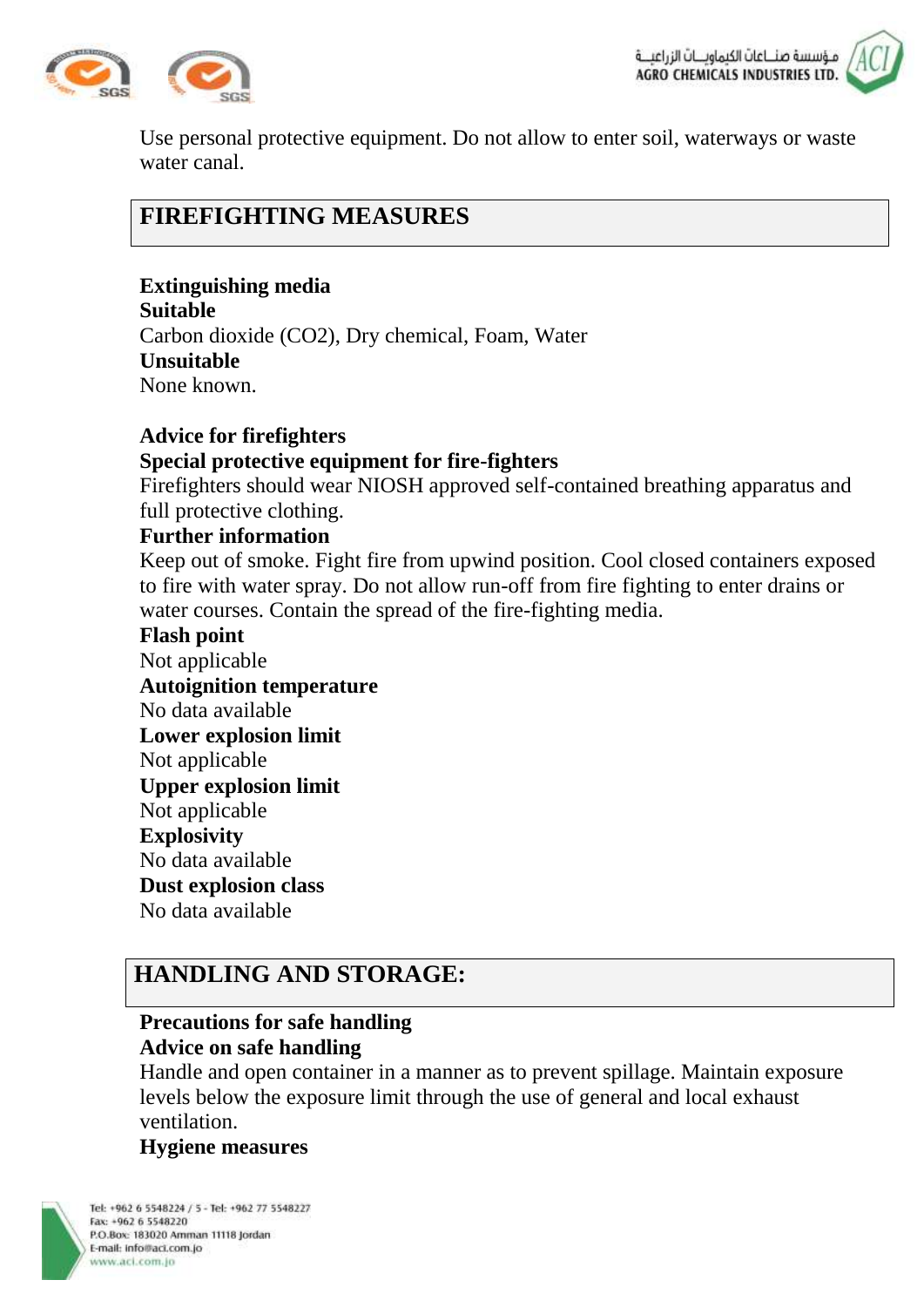Use personal protective equipment. Do not allow to enter soil, waterways or waste water canal.

## FIREFIGHTING MEASURES

**Extinguishing media**
**Suitable**
Carbon dioxide ($CO_2$), Dry chemical, Foam, Water
**Unsuitable**
None known.

**Advice for firefighters**
**Special protective equipment for fire-fighters**
Firefighters should wear NIOSH approved self-contained breathing apparatus and full protective clothing.
**Further information**
Keep out of smoke. Fight fire from upwind position. Cool closed containers exposed to fire with water spray. Do not allow run-off from fire fighting to enter drains or water courses. Contain the spread of the fire-fighting media.
**Flash point**
Not applicable
**Autoignition temperature**
No data available
**Lower explosion limit**
Not applicable
**Upper explosion limit**
Not applicable
**Explosivity**
No data available
**Dust explosion class**
No data available

## HANDLING AND STORAGE:

**Precautions for safe handling**
**Advice on safe handling**
Handle and open container in a manner as to prevent spillage. Maintain exposure levels below the exposure limit through the use of general and local exhaust ventilation.
**Hygiene measures**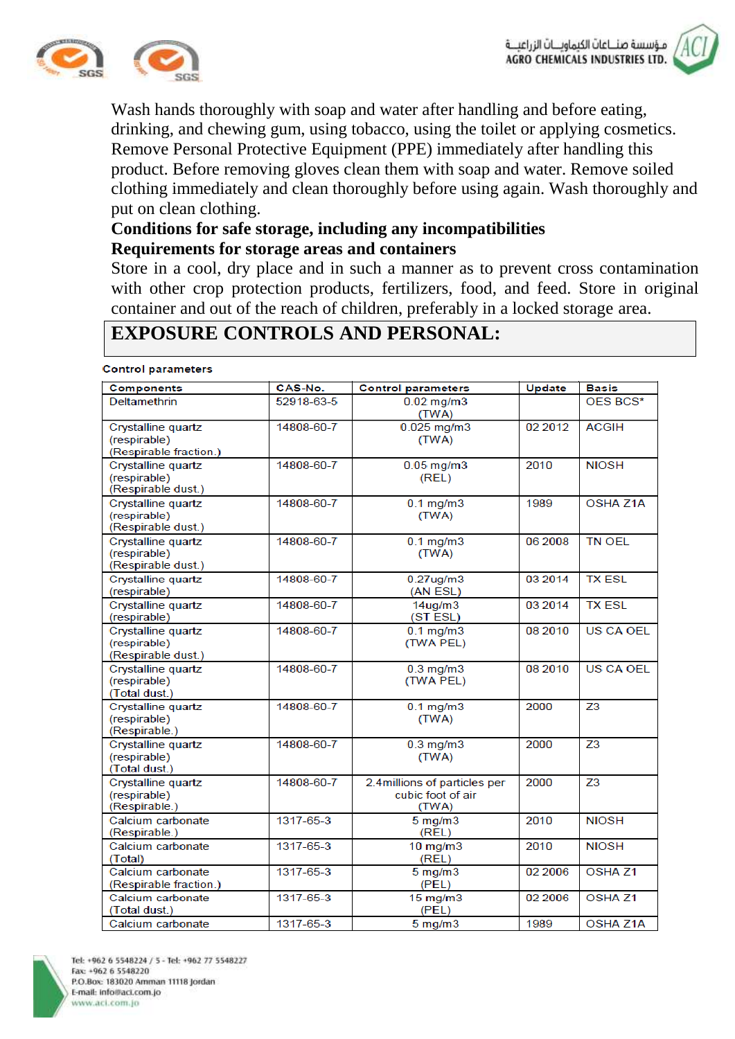Wash hands thoroughly with soap and water after handling and before eating, drinking, and chewing gum, using tobacco, using the toilet or applying cosmetics. Remove Personal Protective Equipment (PPE) immediately after handling this product. Before removing gloves clean them with soap and water. Remove soiled clothing immediately and clean thoroughly before using again. Wash thoroughly and put on clean clothing.

**Conditions for safe storage, including any incompatibilities**

**Requirements for storage areas and containers**

Store in a cool, dry place and in such a manner as to prevent cross contamination with other crop protection products, fertilizers, food, and feed. Store in original container and out of the reach of children, preferably in a locked storage area.

# EXPOSURE CONTROLS AND PERSONAL:

**Control parameters**

| Components | CAS-No. | Control parameters | Update | Basis |
|---|---|---|---|---|
| Deltamethrin | 52918-63-5 | 0.02 mg/m3 (TWA) | | OES BCS* |
| Crystalline quartz (respirable) (Respirable fraction.) | 14808-60-7 | 0.025 mg/m3 (TWA) | 02 2012 | ACGIH |
| Crystalline quartz (respirable) (Respirable dust.) | 14808-60-7 | 0.05 mg/m3 (REL) | 2010 | NIOSH |
| Crystalline quartz (respirable) (Respirable dust.) | 14808-60-7 | 0.1 mg/m3 (TWA) | 1989 | OSHA Z1A |
| Crystalline quartz (respirable) (Respirable dust.) | 14808-60-7 | 0.1 mg/m3 (TWA) | 06 2008 | TN OEL |
| Crystalline quartz (respirable) | 14808-60-7 | 0.27ug/m3 (AN ESL) | 03 2014 | TX ESL |
| Crystalline quartz (respirable) | 14808-60-7 | 14ug/m3 (ST ESL) | 03 2014 | TX ESL |
| Crystalline quartz (respirable) (Respirable dust.) | 14808-60-7 | 0.1 mg/m3 (TWA PEL) | 08 2010 | US CA OEL |
| Crystalline quartz (respirable) (Total dust.) | 14808-60-7 | 0.3 mg/m3 (TWA PEL) | 08 2010 | US CA OEL |
| Crystalline quartz (respirable) (Respirable.) | 14808-60-7 | 0.1 mg/m3 (TWA) | 2000 | Z3 |
| Crystalline quartz (respirable) (Total dust.) | 14808-60-7 | 0.3 mg/m3 (TWA) | 2000 | Z3 |
| Crystalline quartz (respirable) (Respirable.) | 14808-60-7 | 2.4millions of particles per cubic foot of air (TWA) | 2000 | Z3 |
| Calcium carbonate (Respirable.) | 1317-65-3 | 5 mg/m3 (REL) | 2010 | NIOSH |
| Calcium carbonate (Total) | 1317-65-3 | 10 mg/m3 (REL) | 2010 | NIOSH |
| Calcium carbonate (Respirable fraction.) | 1317-65-3 | 5 mg/m3 (PEL) | 02 2006 | OSHA Z1 |
| Calcium carbonate (Total dust.) | 1317-65-3 | 15 mg/m3 (PEL) | 02 2006 | OSHA Z1 |
| Calcium carbonate | 1317-65-3 | 5 mg/m3 | 1989 | OSHA Z1A |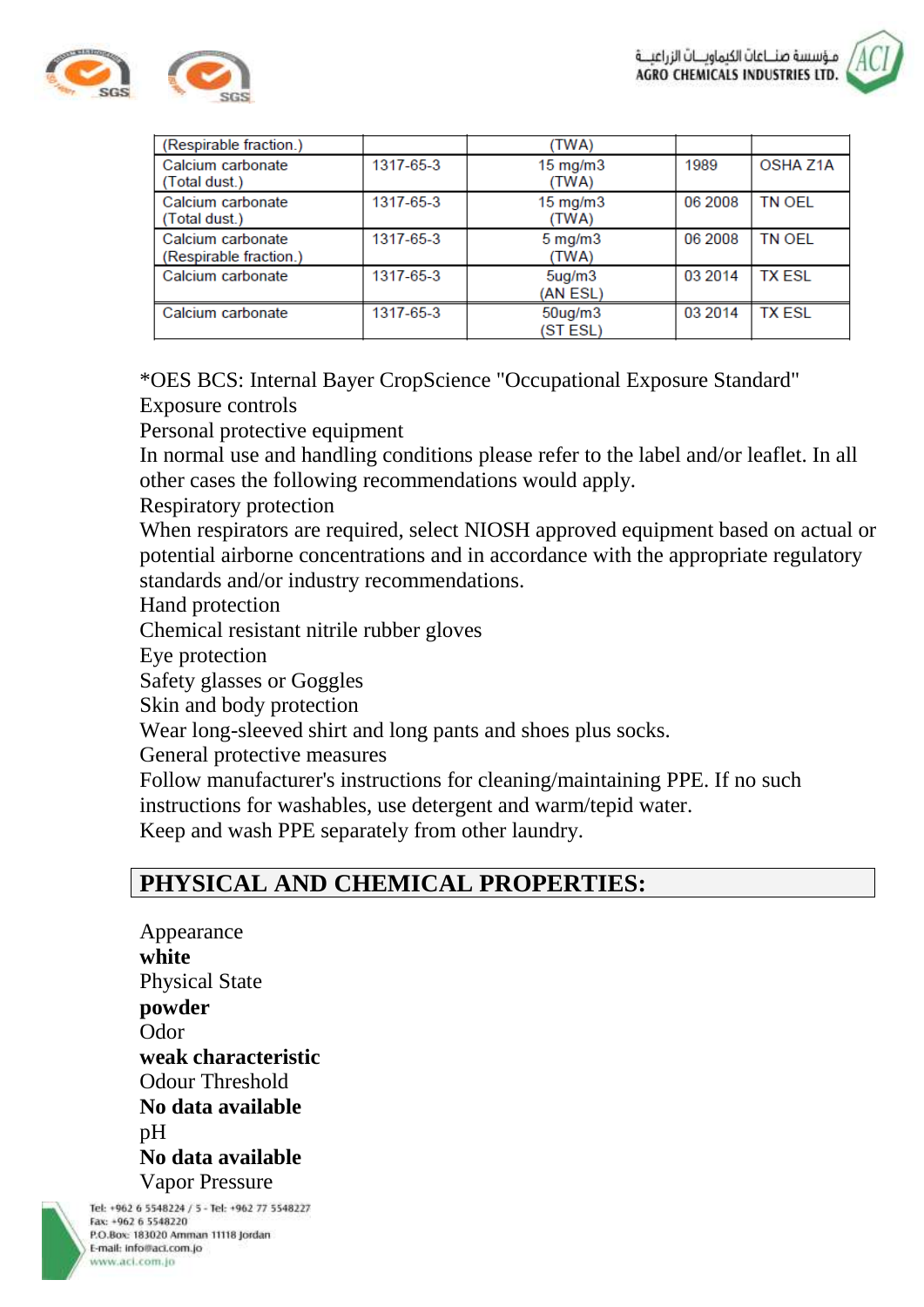| (Respirable fraction.) | | (TWA) | | |
|---|---|---|---|---|
| Calcium carbonate (Total dust.) | 1317-65-3 | 15 mg/m3 (TWA) | 1989 | OSHA Z1A |
| Calcium carbonate (Total dust.) | 1317-65-3 | 15 mg/m3 (TWA) | 06 2008 | TN OEL |
| Calcium carbonate (Respirable fraction.) | 1317-65-3 | 5 mg/m3 (TWA) | 06 2008 | TN OEL |
| Calcium carbonate | 1317-65-3 | 5ug/m3 (AN ESL) | 03 2014 | TX ESL |
| Calcium carbonate | 1317-65-3 | 50ug/m3 (ST ESL) | 03 2014 | TX ESL |

*OES BCS: Internal Bayer CropScience "Occupational Exposure Standard"

Exposure controls

Personal protective equipment

In normal use and handling conditions please refer to the label and/or leaflet. In all other cases the following recommendations would apply.

Respiratory protection

When respirators are required, select NIOSH approved equipment based on actual or potential airborne concentrations and in accordance with the appropriate regulatory standards and/or industry recommendations.

Hand protection

Chemical resistant nitrile rubber gloves

Eye protection

Safety glasses or Goggles

Skin and body protection

Wear long-sleeved shirt and long pants and shoes plus socks.

General protective measures

Follow manufacturer's instructions for cleaning/maintaining PPE. If no such instructions for washables, use detergent and warm/tepid water.

Keep and wash PPE separately from other laundry.

## PHYSICAL AND CHEMICAL PROPERTIES:

Appearance

**white**

Physical State

**powder**

Odor

**weak characteristic**

Odour Threshold

**No data available**

pH

**No data available**

Vapor Pressure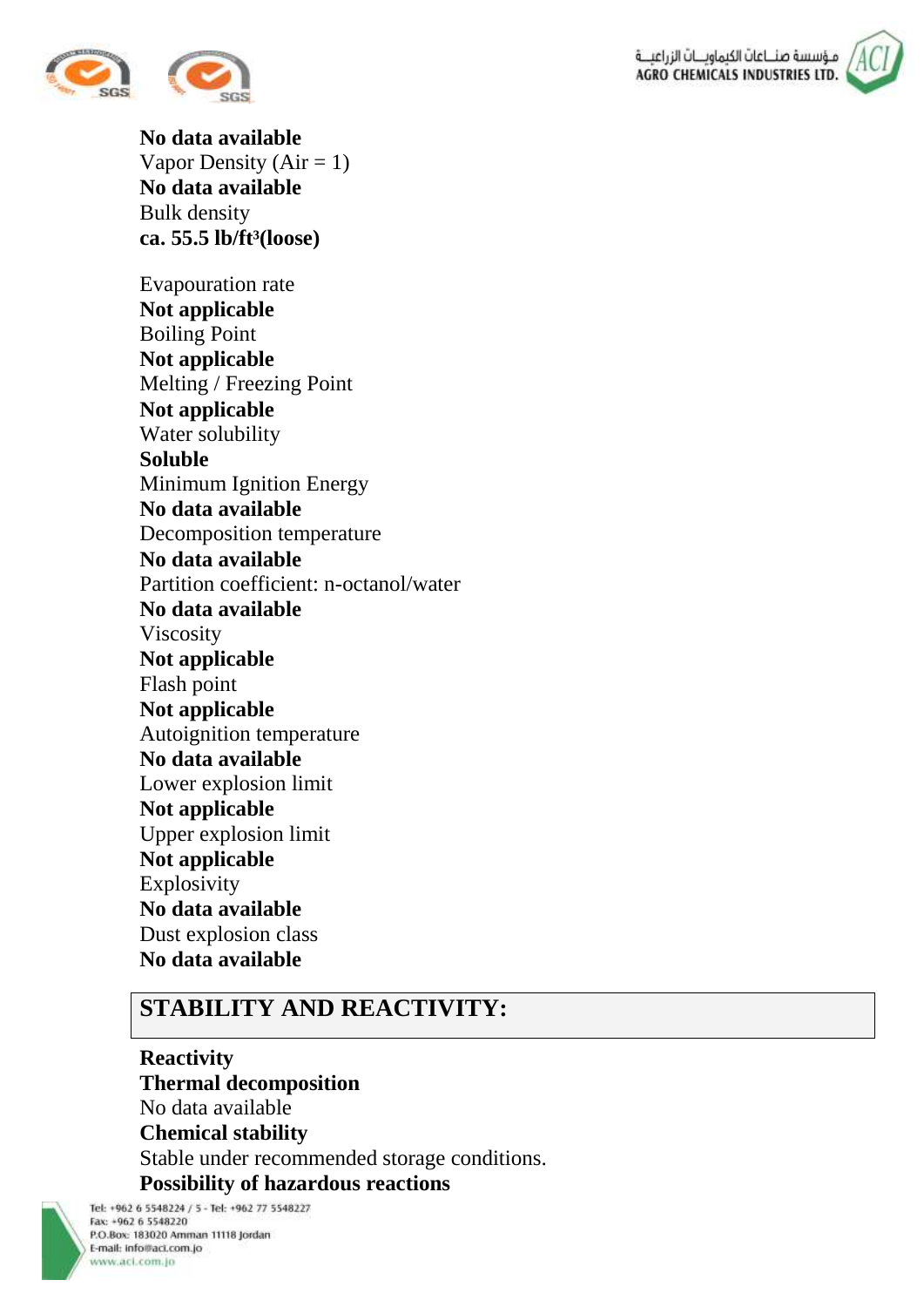**No data available**
Vapor Density (Air = 1)
**No data available**
Bulk density
**ca. 55.5 lb/ft³(loose)**

Evapouration rate
**Not applicable**
Boiling Point
**Not applicable**
Melting / Freezing Point
**Not applicable**
Water solubility
**Soluble**
Minimum Ignition Energy
**No data available**
Decomposition temperature
**No data available**
Partition coefficient: n-octanol/water
**No data available**
Viscosity
**Not applicable**
Flash point
**Not applicable**
Autoignition temperature
**No data available**
Lower explosion limit
**Not applicable**
Upper explosion limit
**Not applicable**
Explosivity
**No data available**
Dust explosion class
**No data available**

## STABILITY AND REACTIVITY:

**Reactivity**
**Thermal decomposition**
No data available
**Chemical stability**
Stable under recommended storage conditions.
**Possibility of hazardous reactions**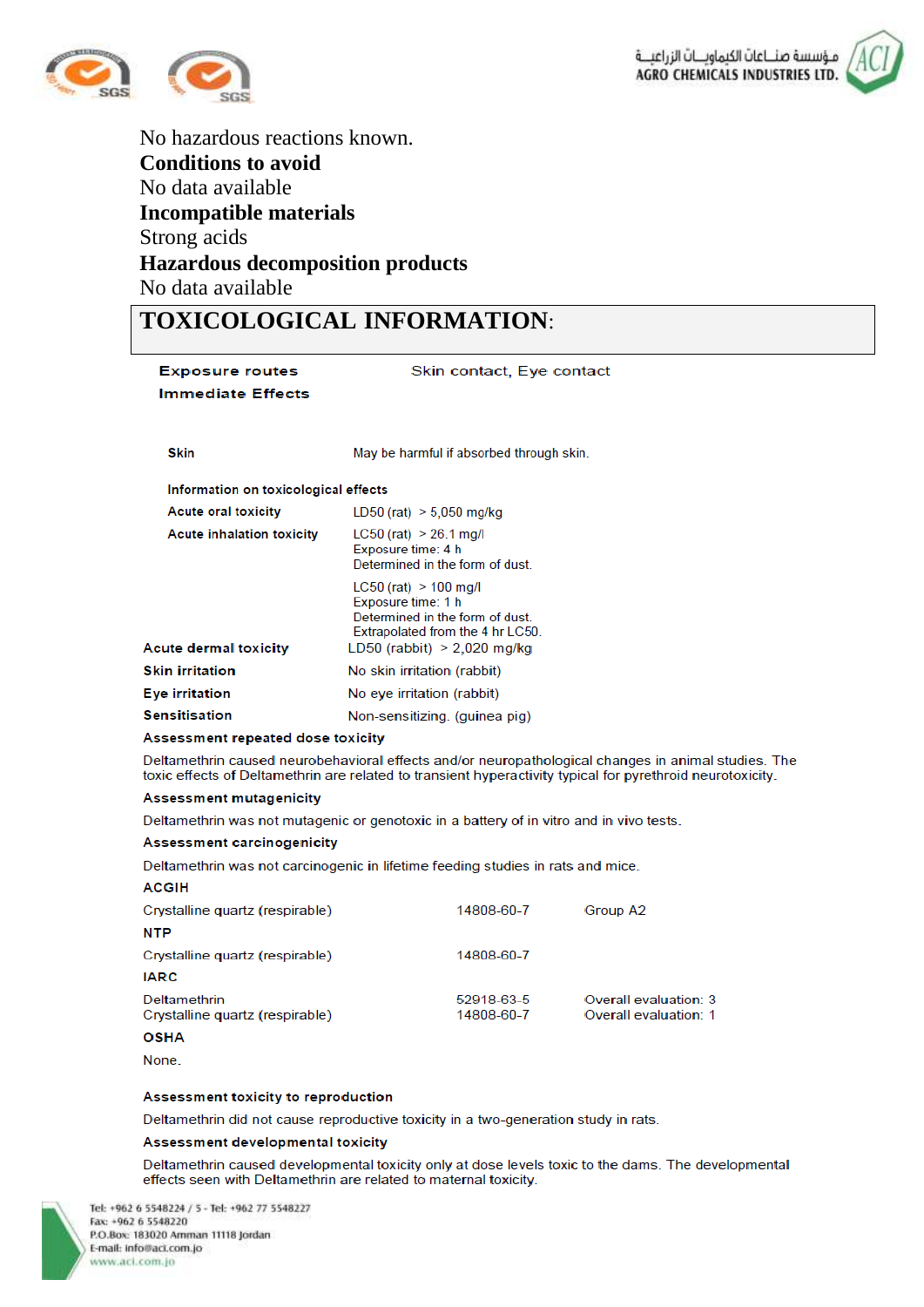No hazardous reactions known.

**Conditions to avoid**

No data available

**Incompatible materials**

Strong acids

**Hazardous decomposition products**

No data available

## TOXICOLOGICAL INFORMATION:

**Exposure routes** Skin contact, Eye contact

**Immediate Effects**

**Skin** May be harmful if absorbed through skin.

**Information on toxicological effects**

| | |
|---|---|
| **Acute oral toxicity** | LD50 (rat) > 5,050 mg/kg |
| **Acute inhalation toxicity** | LC50 (rat) > 26.1 mg/l<br>Exposure time: 4 h<br>Determined in the form of dust.<br><br>LC50 (rat) > 100 mg/l<br>Exposure time: 1 h<br>Determined in the form of dust.<br>Extrapolated from the 4 hr LC50. |
| **Acute dermal toxicity** | LD50 (rabbit) > 2,020 mg/kg |
| **Skin irritation** | No skin irritation (rabbit) |
| **Eye irritation** | No eye irritation (rabbit) |
| **Sensitisation** | Non-sensitizing. (guinea pig) |

**Assessment repeated dose toxicity**

Deltamethrin caused neurobehavioral effects and/or neuropathological changes in animal studies. The toxic effects of Deltamethrin are related to transient hyperactivity typical for pyrethroid neurotoxicity.

**Assessment mutagenicity**

Deltamethrin was not mutagenic or genotoxic in a battery of in vitro and in vivo tests.

**Assessment carcinogenicity**

Deltamethrin was not carcinogenic in lifetime feeding studies in rats and mice.

**ACGIH**

| | | |
|---|---|---|
| Crystalline quartz (respirable) | 14808-60-7 | Group A2 |

**NTP**

| | | |
|---|---|---|
| Crystalline quartz (respirable) | 14808-60-7 | |

**IARC**

| | | |
|---|---|---|
| Deltamethrin | 52918-63-5 | Overall evaluation: 3 |
| Crystalline quartz (respirable) | 14808-60-7 | Overall evaluation: 1 |

**OSHA**

None.

**Assessment toxicity to reproduction**

Deltamethrin did not cause reproductive toxicity in a two-generation study in rats.

**Assessment developmental toxicity**

Deltamethrin caused developmental toxicity only at dose levels toxic to the dams. The developmental effects seen with Deltamethrin are related to maternal toxicity.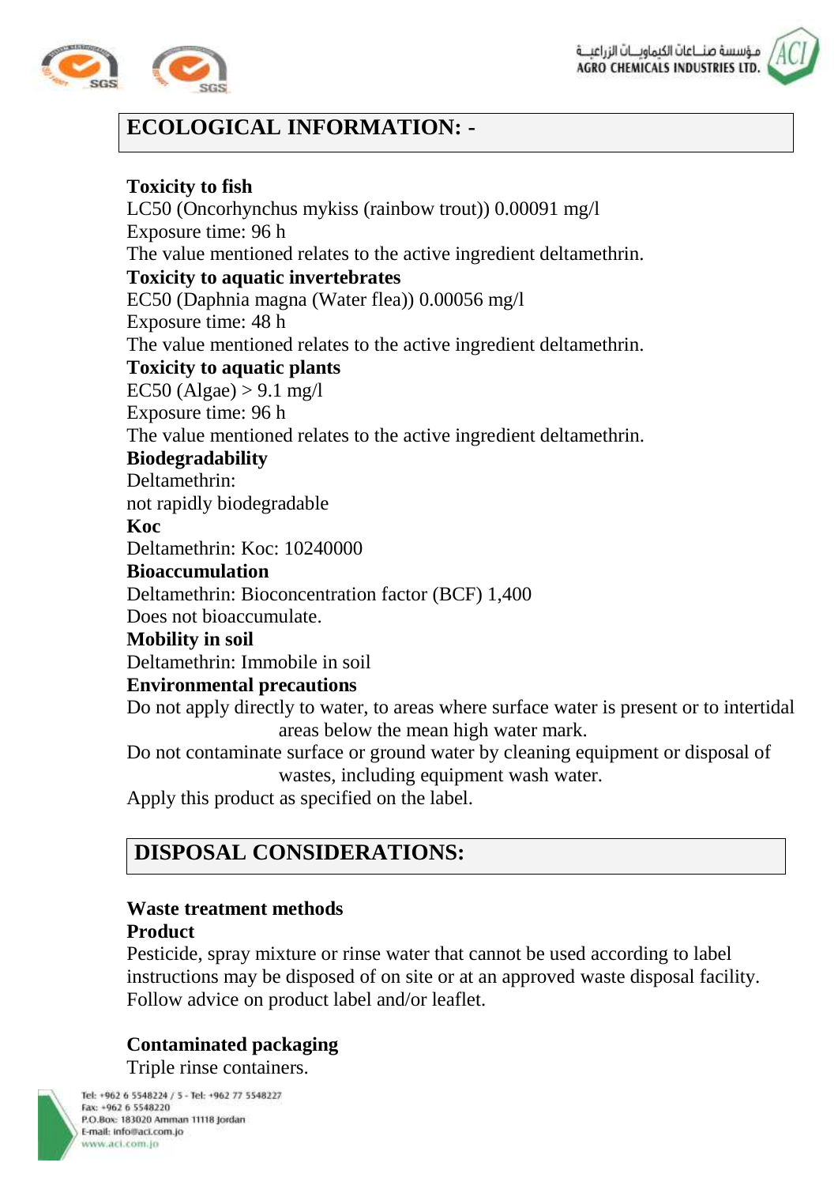## ECOLOGICAL INFORMATION: -

**Toxicity to fish**
LC50 (Oncorhynchus mykiss (rainbow trout)) 0.00091 mg/l
Exposure time: 96 h
The value mentioned relates to the active ingredient deltamethrin.
**Toxicity to aquatic invertebrates**
EC50 (Daphnia magna (Water flea)) 0.00056 mg/l
Exposure time: 48 h
The value mentioned relates to the active ingredient deltamethrin.
**Toxicity to aquatic plants**
EC50 (Algae) > 9.1 mg/l
Exposure time: 96 h
The value mentioned relates to the active ingredient deltamethrin.
**Biodegradability**
Deltamethrin:
not rapidly biodegradable
**Koc**
Deltamethrin: Koc: 10240000
**Bioaccumulation**
Deltamethrin: Bioconcentration factor (BCF) 1,400
Does not bioaccumulate.
**Mobility in soil**
Deltamethrin: Immobile in soil
**Environmental precautions**
Do not apply directly to water, to areas where surface water is present or to intertidal areas below the mean high water mark.
Do not contaminate surface or ground water by cleaning equipment or disposal of wastes, including equipment wash water.
Apply this product as specified on the label.

## DISPOSAL CONSIDERATIONS:

**Waste treatment methods**
**Product**
Pesticide, spray mixture or rinse water that cannot be used according to label instructions may be disposed of on site or at an approved waste disposal facility.
Follow advice on product label and/or leaflet.

**Contaminated packaging**
Triple rinse containers.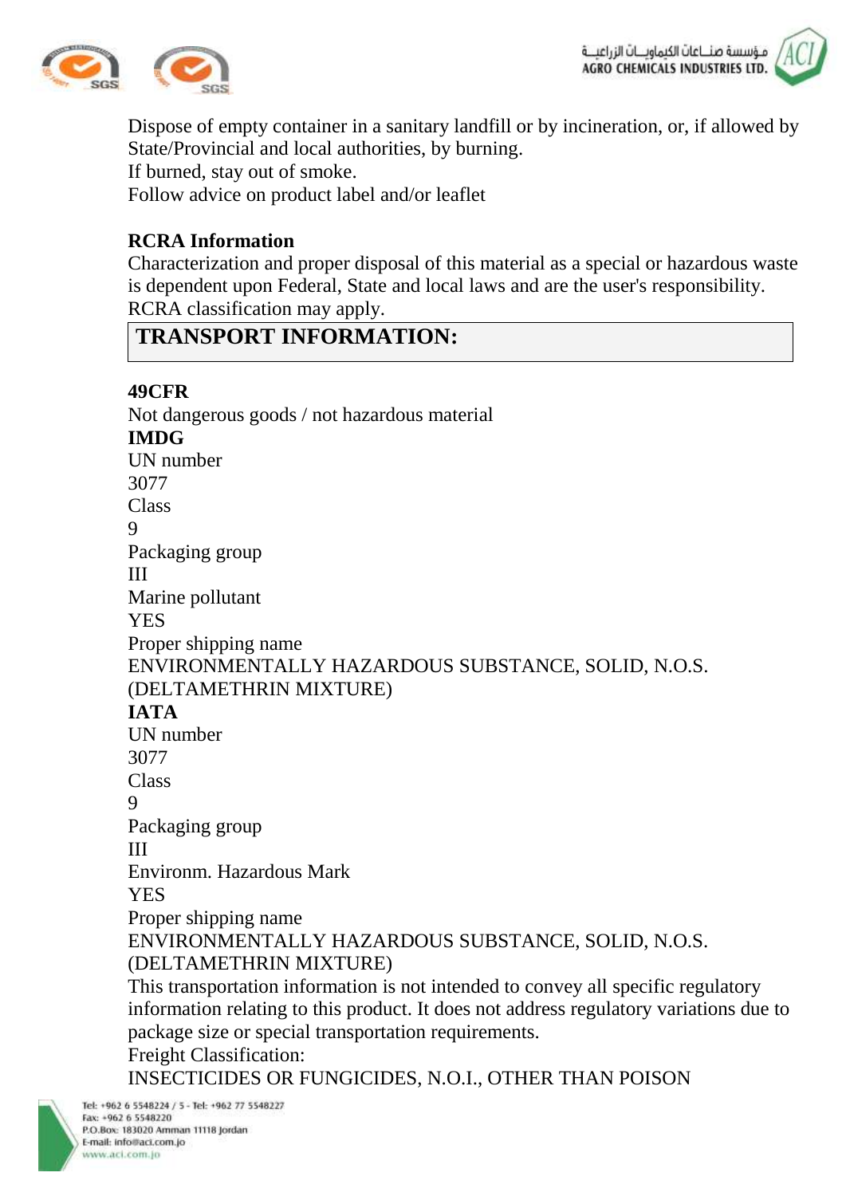Dispose of empty container in a sanitary landfill or by incineration, or, if allowed by State/Provincial and local authorities, by burning.
If burned, stay out of smoke.
Follow advice on product label and/or leaflet

**RCRA Information**
Characterization and proper disposal of this material as a special or hazardous waste is dependent upon Federal, State and local laws and are the user's responsibility. RCRA classification may apply.

## TRANSPORT INFORMATION:

**49CFR**
Not dangerous goods / not hazardous material
**IMDG**
UN number
3077
Class
9
Packaging group
III
Marine pollutant
YES
Proper shipping name
ENVIRONMENTALLY HAZARDOUS SUBSTANCE, SOLID, N.O.S. (DELTAMETHRIN MIXTURE)
**IATA**
UN number
3077
Class
9
Packaging group
III
Environm. Hazardous Mark
YES
Proper shipping name
ENVIRONMENTALLY HAZARDOUS SUBSTANCE, SOLID, N.O.S. (DELTAMETHRIN MIXTURE)
This transportation information is not intended to convey all specific regulatory information relating to this product. It does not address regulatory variations due to package size or special transportation requirements.
Freight Classification:
INSECTICIDES OR FUNGICIDES, N.O.I., OTHER THAN POISON